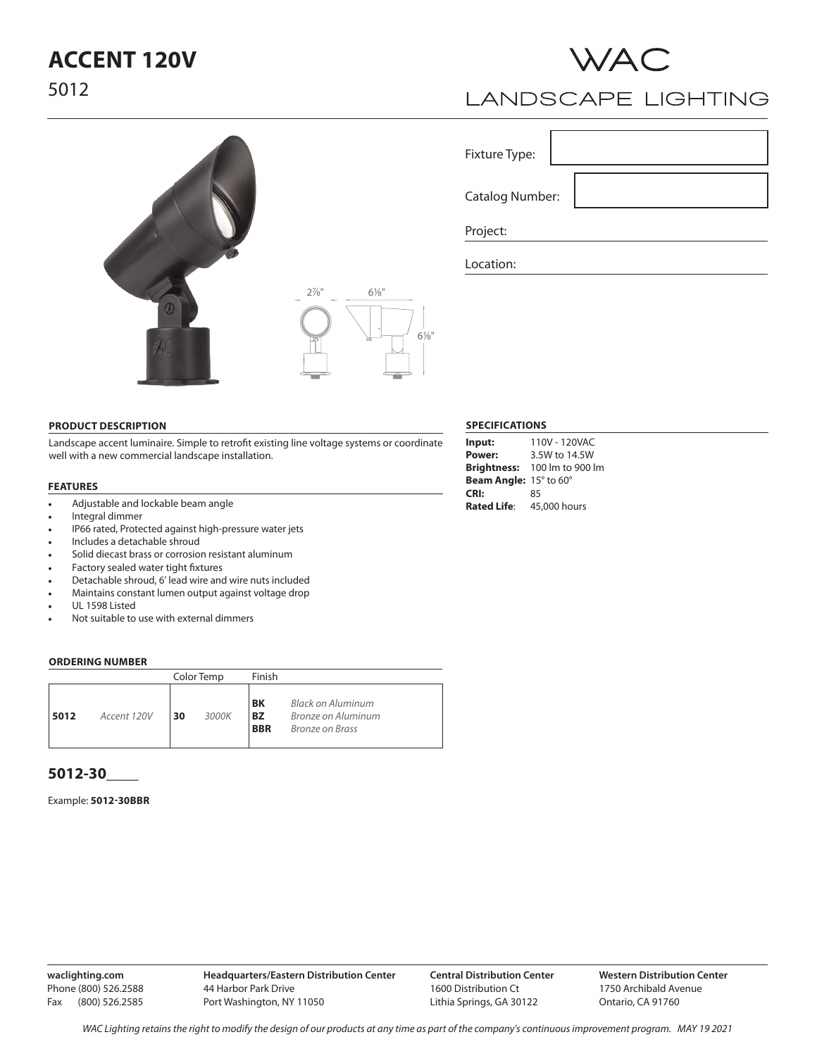# ACCENT 120V

5012

WAC

LANDSCAPE LIGHTING

2⅞" 6⅛" 6⅛"

Fixture Type:

Catalog Number:

Project:

Location:

## PRODUCT DESCRIPTION

Landscape accent luminaire. Simple to retrofit existing line voltage systems or coordinate well with a new commercial landscape installation.

## FEATURES

- Adjustable and lockable beam angle
- Integral dimmer
- IP66 rated, Protected against high-pressure water jets
- Includes a detachable shroud
- Solid diecast brass or corrosion resistant aluminum
- Factory sealed water tight fixtures
- Detachable shroud, 6' lead wire and wire nuts included
- Maintains constant lumen output against voltage drop
- UL 1598 Listed
- Not suitable to use with external dimmers

## SPECIFICATIONS

**Input:** 110V - 120VAC
**Power:** 3.5W to 14.5W
**Brightness:** 100 lm to 900 lm
**Beam Angle:** 15° to 60°
**CRI:** 85
**Rated Life**: 45,000 hours

## ORDERING NUMBER

| | | Color Temp | | Finish | |
|---|---|---|---|---|---|
| **5012** | *Accent 120V* | **30** | *3000K* | **BK**<br>**BZ**<br>**BBR** | *Black on Aluminum*<br>*Bronze on Aluminum*<br>*Bronze on Brass* |

**5012-30____**

Example: **5012-30BBR**

**waclighting.com**
Phone (800) 526.2588
Fax (800) 526.2585

**Headquarters/Eastern Distribution Center**
44 Harbor Park Drive
Port Washington, NY 11050

**Central Distribution Center**
1600 Distribution Ct
Lithia Springs, GA 30122

**Western Distribution Center**
1750 Archibald Avenue
Ontario, CA 91760

*WAC Lighting retains the right to modify the design of our products at any time as part of the company's continuous improvement program. MAY 19 2021*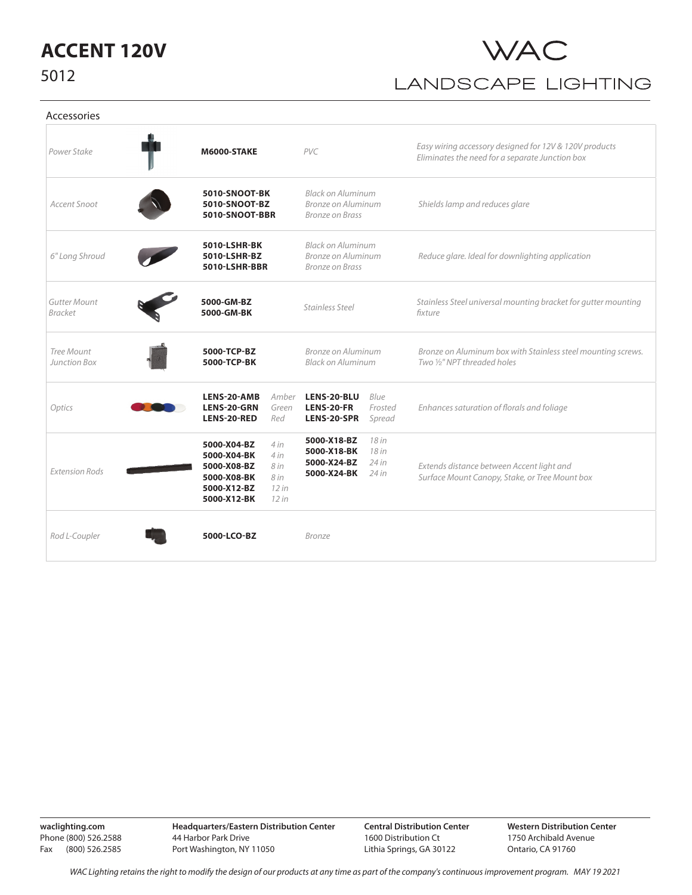# ACCENT 120V

5012

WAC LANDSCAPE LIGHTING

Accessories

| | | | |
|---|---|---|---|
| *Power Stake* | **M6000-STAKE** | *PVC* | *Easy wiring accessory designed for 12V & 120V products Eliminates the need for a separate Junction box* |
| *Accent Snoot* | **5010-SNOOT-BK**<br>**5010-SNOOT-BZ**<br>**5010-SNOOT-BBR** | *Black on Aluminum*<br>*Bronze on Aluminum*<br>*Bronze on Brass* | *Shields lamp and reduces glare* |
| *6" Long Shroud* | **5010-LSHR-BK**<br>**5010-LSHR-BZ**<br>**5010-LSHR-BBR** | *Black on Aluminum*<br>*Bronze on Aluminum*<br>*Bronze on Brass* | *Reduce glare. Ideal for downlighting application* |
| *Gutter Mount Bracket* | **5000-GM-BZ**<br>**5000-GM-BK** | *Stainless Steel* | *Stainless Steel universal mounting bracket for gutter mounting fixture* |
| *Tree Mount Junction Box* | **5000-TCP-BZ**<br>**5000-TCP-BK** | *Bronze on Aluminum*<br>*Black on Aluminum* | *Bronze on Aluminum box with Stainless steel mounting screws. Two ½" NPT threaded holes* |
| *Optics* | **LENS-20-AMB** *Amber*<br>**LENS-20-GRN** *Green*<br>**LENS-20-RED** *Red* | **LENS-20-BLU** *Blue*<br>**LENS-20-FR** *Frosted*<br>**LENS-20-SPR** *Spread* | *Enhances saturation of florals and foliage* |
| *Extension Rods* | **5000-X04-BZ** *4 in*<br>**5000-X04-BK** *4 in*<br>**5000-X08-BZ** *8 in*<br>**5000-X08-BK** *8 in*<br>**5000-X12-BZ** *12 in*<br>**5000-X12-BK** *12 in* | **5000-X18-BZ** *18 in*<br>**5000-X18-BK** *18 in*<br>**5000-X24-BZ** *24 in*<br>**5000-X24-BK** *24 in* | *Extends distance between Accent light and Surface Mount Canopy, Stake, or Tree Mount box* |
| *Rod L-Coupler* | **5000-LCO-BZ** | *Bronze* | |

**waclighting.com**
Phone (800) 526.2588
Fax (800) 526.2585

**Headquarters/Eastern Distribution Center**
44 Harbor Park Drive
Port Washington, NY 11050

**Central Distribution Center**
1600 Distribution Ct
Lithia Springs, GA 30122

**Western Distribution Center**
1750 Archibald Avenue
Ontario, CA 91760

*WAC Lighting retains the right to modify the design of our products at any time as part of the company's continuous improvement program. MAY 19 2021*